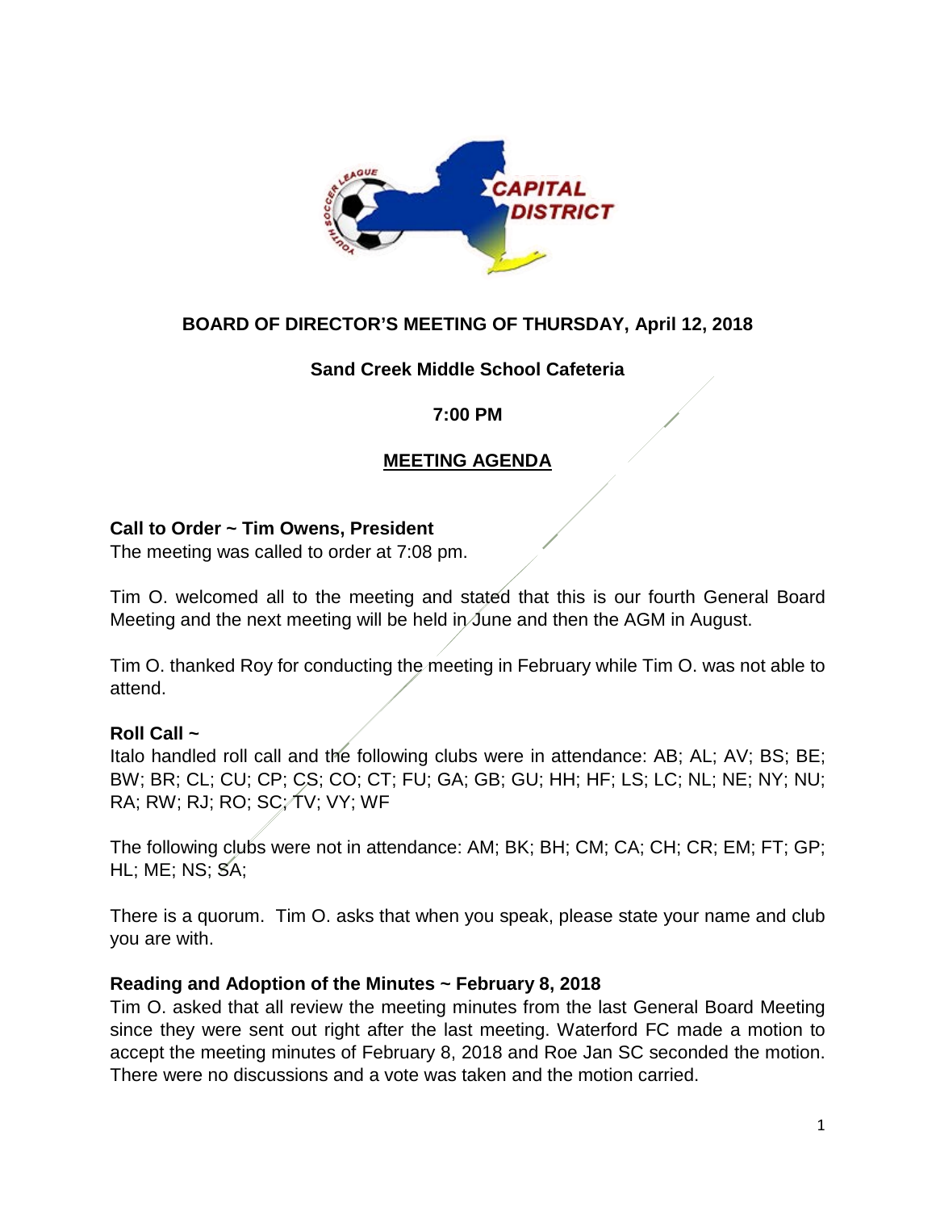**BOARD OF DIRECTOR'S MEETING OF THURSDAY, April 12, 2018**

**Sand Creek Middle School Cafeteria**

**7:00 PM**

## MEETING AGENDA

**Call to Order ~ Tim Owens, President**

The meeting was called to order at 7:08 pm.

Tim O. welcomed all to the meeting and stated that this is our fourth General Board Meeting and the next meeting will be held in June and then the AGM in August.

Tim O. thanked Roy for conducting the meeting in February while Tim O. was not able to attend.

**Roll Call ~**

Italo handled roll call and the following clubs were in attendance: AB; AL; AV; BS; BE; BW; BR; CL; CU; CP; CS; CO; CT; FU; GA; GB; GU; HH; HF; LS; LC; NL; NE; NY; NU; RA; RW; RJ; RO; SC; TV; VY; WF

The following clubs were not in attendance: AM; BK; BH; CM; CA; CH; CR; EM; FT; GP; HL; ME; NS; SA;

There is a quorum. Tim O. asks that when you speak, please state your name and club you are with.

**Reading and Adoption of the Minutes ~ February 8, 2018**

Tim O. asked that all review the meeting minutes from the last General Board Meeting since they were sent out right after the last meeting. Waterford FC made a motion to accept the meeting minutes of February 8, 2018 and Roe Jan SC seconded the motion. There were no discussions and a vote was taken and the motion carried.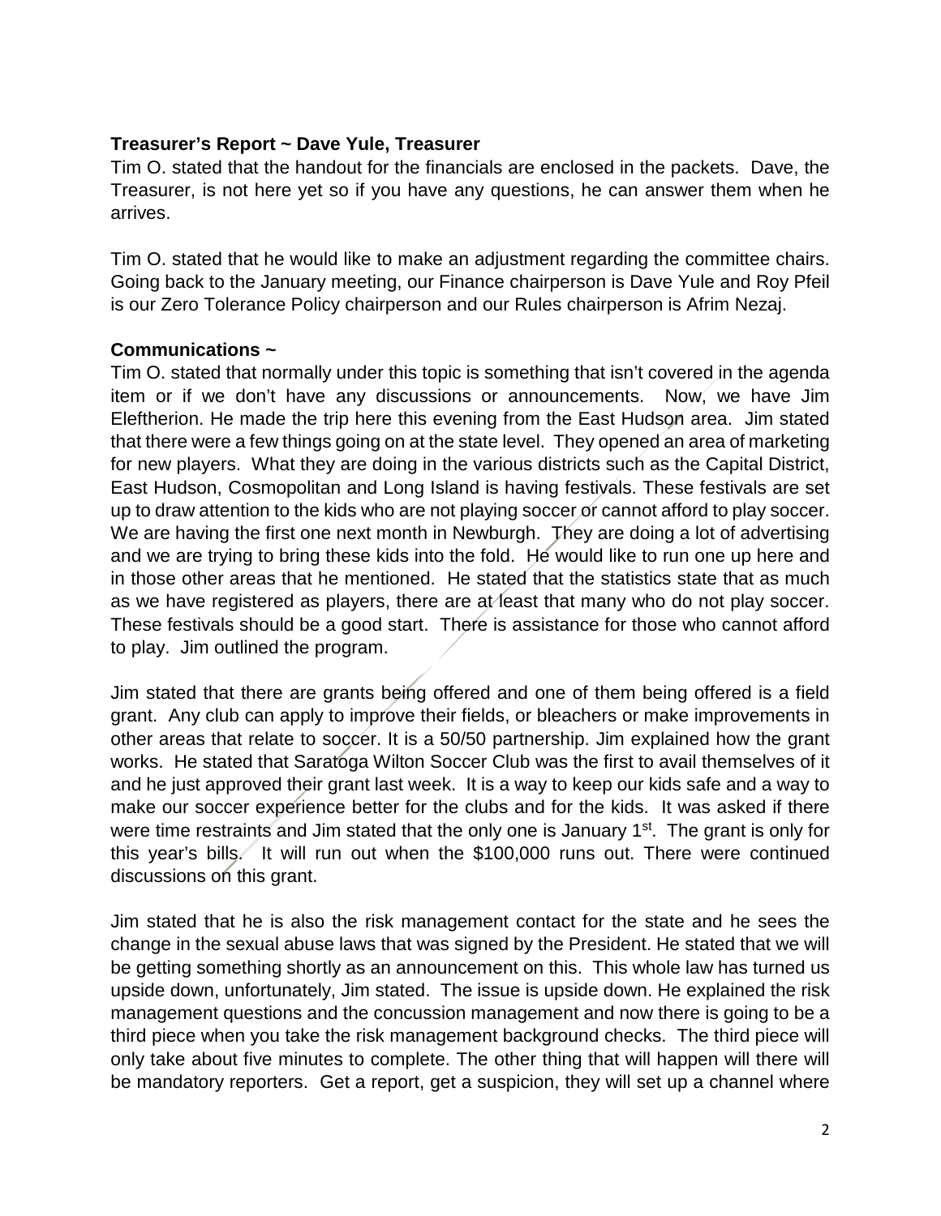**Treasurer's Report ~ Dave Yule, Treasurer**

Tim O. stated that the handout for the financials are enclosed in the packets. Dave, the Treasurer, is not here yet so if you have any questions, he can answer them when he arrives.

Tim O. stated that he would like to make an adjustment regarding the committee chairs. Going back to the January meeting, our Finance chairperson is Dave Yule and Roy Pfeil is our Zero Tolerance Policy chairperson and our Rules chairperson is Afrim Nezaj.

**Communications ~**

Tim O. stated that normally under this topic is something that isn't covered in the agenda item or if we don't have any discussions or announcements. Now, we have Jim Eleftherion. He made the trip here this evening from the East Hudson area. Jim stated that there were a few things going on at the state level. They opened an area of marketing for new players. What they are doing in the various districts such as the Capital District, East Hudson, Cosmopolitan and Long Island is having festivals. These festivals are set up to draw attention to the kids who are not playing soccer or cannot afford to play soccer. We are having the first one next month in Newburgh. They are doing a lot of advertising and we are trying to bring these kids into the fold. He would like to run one up here and in those other areas that he mentioned. He stated that the statistics state that as much as we have registered as players, there are at least that many who do not play soccer. These festivals should be a good start. There is assistance for those who cannot afford to play. Jim outlined the program.

Jim stated that there are grants being offered and one of them being offered is a field grant. Any club can apply to improve their fields, or bleachers or make improvements in other areas that relate to soccer. It is a 50/50 partnership. Jim explained how the grant works. He stated that Saratoga Wilton Soccer Club was the first to avail themselves of it and he just approved their grant last week. It is a way to keep our kids safe and a way to make our soccer experience better for the clubs and for the kids. It was asked if there were time restraints and Jim stated that the only one is January 1st. The grant is only for this year's bills. It will run out when the $100,000 runs out. There were continued discussions on this grant.

Jim stated that he is also the risk management contact for the state and he sees the change in the sexual abuse laws that was signed by the President. He stated that we will be getting something shortly as an announcement on this. This whole law has turned us upside down, unfortunately, Jim stated. The issue is upside down. He explained the risk management questions and the concussion management and now there is going to be a third piece when you take the risk management background checks. The third piece will only take about five minutes to complete. The other thing that will happen will there will be mandatory reporters. Get a report, get a suspicion, they will set up a channel where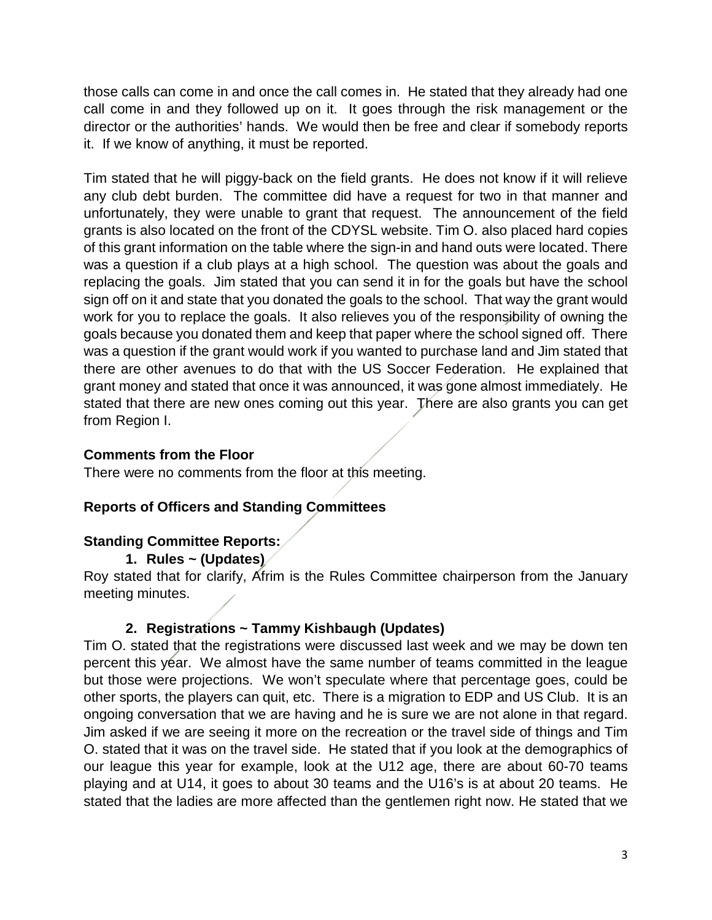those calls can come in and once the call comes in. He stated that they already had one call come in and they followed up on it. It goes through the risk management or the director or the authorities' hands. We would then be free and clear if somebody reports it. If we know of anything, it must be reported.

Tim stated that he will piggy-back on the field grants. He does not know if it will relieve any club debt burden. The committee did have a request for two in that manner and unfortunately, they were unable to grant that request. The announcement of the field grants is also located on the front of the CDYSL website. Tim O. also placed hard copies of this grant information on the table where the sign-in and hand outs were located. There was a question if a club plays at a high school. The question was about the goals and replacing the goals. Jim stated that you can send it in for the goals but have the school sign off on it and state that you donated the goals to the school. That way the grant would work for you to replace the goals. It also relieves you of the responsibility of owning the goals because you donated them and keep that paper where the school signed off. There was a question if the grant would work if you wanted to purchase land and Jim stated that there are other avenues to do that with the US Soccer Federation. He explained that grant money and stated that once it was announced, it was gone almost immediately. He stated that there are new ones coming out this year. There are also grants you can get from Region I.

**Comments from the Floor**

There were no comments from the floor at this meeting.

**Reports of Officers and Standing Committees**

**Standing Committee Reports:**

1. **Rules ~ (Updates)**

Roy stated that for clarify, Afrim is the Rules Committee chairperson from the January meeting minutes.

2. **Registrations ~ Tammy Kishbaugh (Updates)**

Tim O. stated that the registrations were discussed last week and we may be down ten percent this year. We almost have the same number of teams committed in the league but those were projections. We won't speculate where that percentage goes, could be other sports, the players can quit, etc. There is a migration to EDP and US Club. It is an ongoing conversation that we are having and he is sure we are not alone in that regard. Jim asked if we are seeing it more on the recreation or the travel side of things and Tim O. stated that it was on the travel side. He stated that if you look at the demographics of our league this year for example, look at the U12 age, there are about 60-70 teams playing and at U14, it goes to about 30 teams and the U16's is at about 20 teams. He stated that the ladies are more affected than the gentlemen right now. He stated that we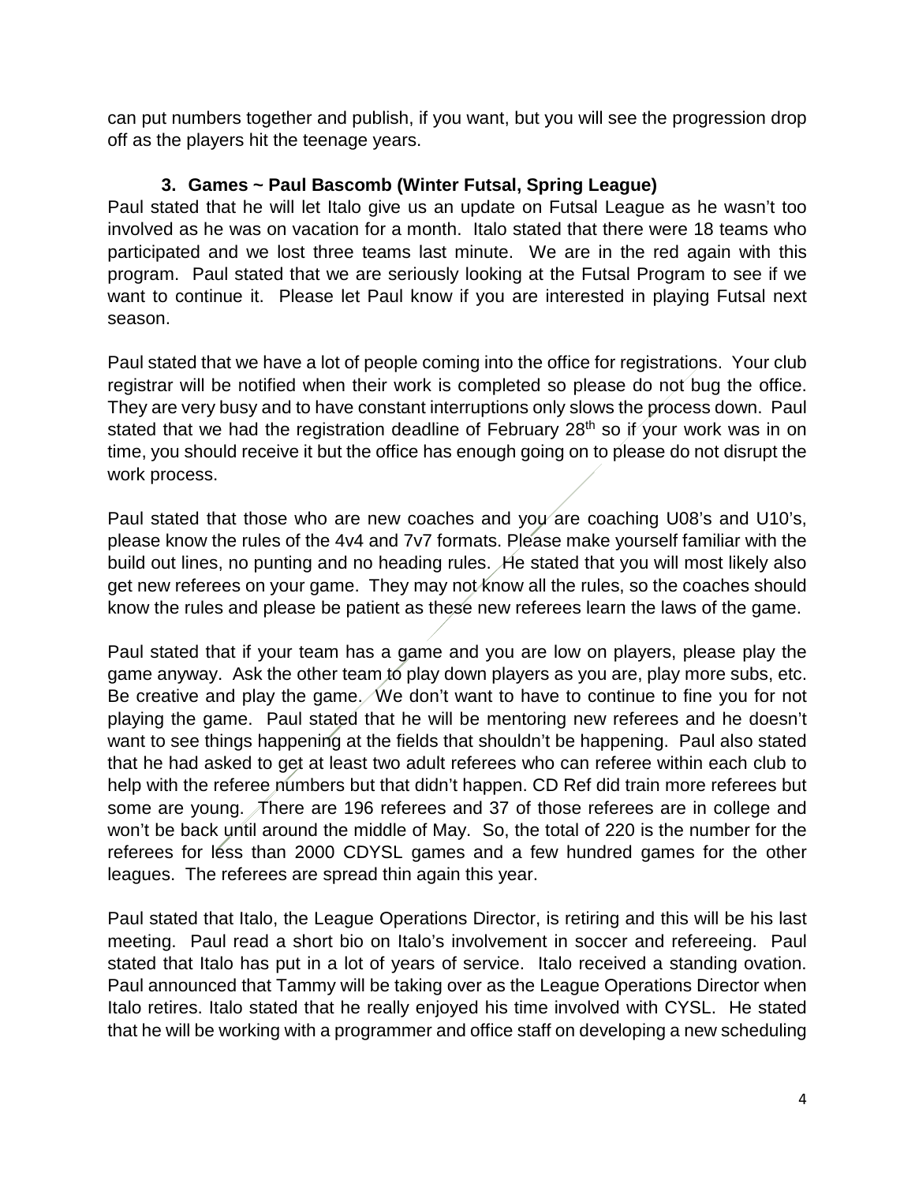can put numbers together and publish, if you want, but you will see the progression drop off as the players hit the teenage years.

### 3. Games ~ Paul Bascomb (Winter Futsal, Spring League)

Paul stated that he will let Italo give us an update on Futsal League as he wasn't too involved as he was on vacation for a month. Italo stated that there were 18 teams who participated and we lost three teams last minute. We are in the red again with this program. Paul stated that we are seriously looking at the Futsal Program to see if we want to continue it. Please let Paul know if you are interested in playing Futsal next season.

Paul stated that we have a lot of people coming into the office for registrations. Your club registrar will be notified when their work is completed so please do not bug the office. They are very busy and to have constant interruptions only slows the process down. Paul stated that we had the registration deadline of February 28th so if your work was in on time, you should receive it but the office has enough going on to please do not disrupt the work process.

Paul stated that those who are new coaches and you are coaching U08's and U10's, please know the rules of the 4v4 and 7v7 formats. Please make yourself familiar with the build out lines, no punting and no heading rules. He stated that you will most likely also get new referees on your game. They may not know all the rules, so the coaches should know the rules and please be patient as these new referees learn the laws of the game.

Paul stated that if your team has a game and you are low on players, please play the game anyway. Ask the other team to play down players as you are, play more subs, etc. Be creative and play the game. We don't want to have to continue to fine you for not playing the game. Paul stated that he will be mentoring new referees and he doesn't want to see things happening at the fields that shouldn't be happening. Paul also stated that he had asked to get at least two adult referees who can referee within each club to help with the referee numbers but that didn't happen. CD Ref did train more referees but some are young. There are 196 referees and 37 of those referees are in college and won't be back until around the middle of May. So, the total of 220 is the number for the referees for less than 2000 CDYSL games and a few hundred games for the other leagues. The referees are spread thin again this year.

Paul stated that Italo, the League Operations Director, is retiring and this will be his last meeting. Paul read a short bio on Italo's involvement in soccer and refereeing. Paul stated that Italo has put in a lot of years of service. Italo received a standing ovation. Paul announced that Tammy will be taking over as the League Operations Director when Italo retires. Italo stated that he really enjoyed his time involved with CYSL. He stated that he will be working with a programmer and office staff on developing a new scheduling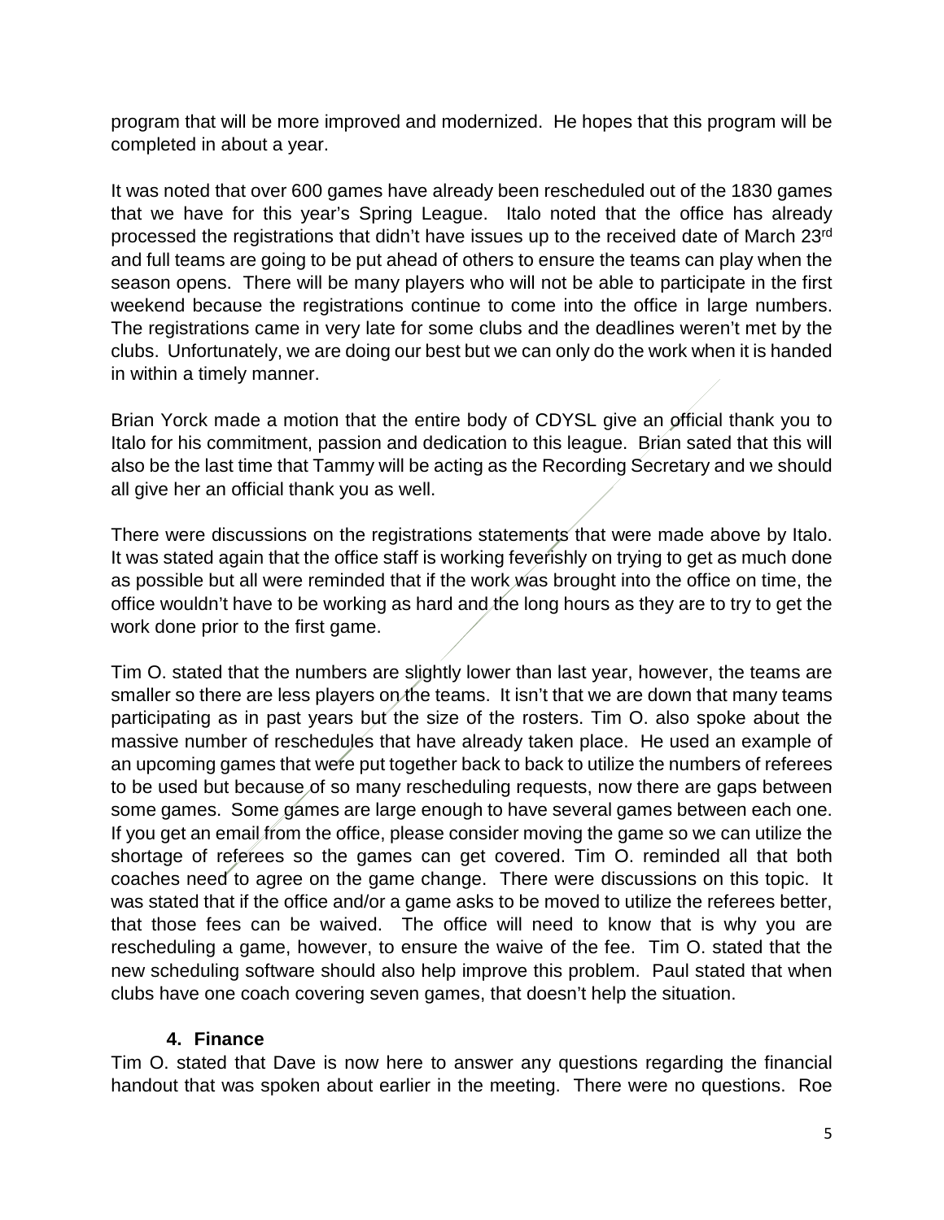program that will be more improved and modernized. He hopes that this program will be completed in about a year.

It was noted that over 600 games have already been rescheduled out of the 1830 games that we have for this year's Spring League. Italo noted that the office has already processed the registrations that didn't have issues up to the received date of March 23rd and full teams are going to be put ahead of others to ensure the teams can play when the season opens. There will be many players who will not be able to participate in the first weekend because the registrations continue to come into the office in large numbers. The registrations came in very late for some clubs and the deadlines weren't met by the clubs. Unfortunately, we are doing our best but we can only do the work when it is handed in within a timely manner.

Brian Yorck made a motion that the entire body of CDYSL give an official thank you to Italo for his commitment, passion and dedication to this league. Brian sated that this will also be the last time that Tammy will be acting as the Recording Secretary and we should all give her an official thank you as well.

There were discussions on the registrations statements that were made above by Italo. It was stated again that the office staff is working feverishly on trying to get as much done as possible but all were reminded that if the work was brought into the office on time, the office wouldn't have to be working as hard and the long hours as they are to try to get the work done prior to the first game.

Tim O. stated that the numbers are slightly lower than last year, however, the teams are smaller so there are less players on the teams. It isn't that we are down that many teams participating as in past years but the size of the rosters. Tim O. also spoke about the massive number of reschedules that have already taken place. He used an example of an upcoming games that were put together back to back to utilize the numbers of referees to be used but because of so many rescheduling requests, now there are gaps between some games. Some games are large enough to have several games between each one. If you get an email from the office, please consider moving the game so we can utilize the shortage of referees so the games can get covered. Tim O. reminded all that both coaches need to agree on the game change. There were discussions on this topic. It was stated that if the office and/or a game asks to be moved to utilize the referees better, that those fees can be waived. The office will need to know that is why you are rescheduling a game, however, to ensure the waive of the fee. Tim O. stated that the new scheduling software should also help improve this problem. Paul stated that when clubs have one coach covering seven games, that doesn't help the situation.

### 4. Finance

Tim O. stated that Dave is now here to answer any questions regarding the financial handout that was spoken about earlier in the meeting. There were no questions. Roe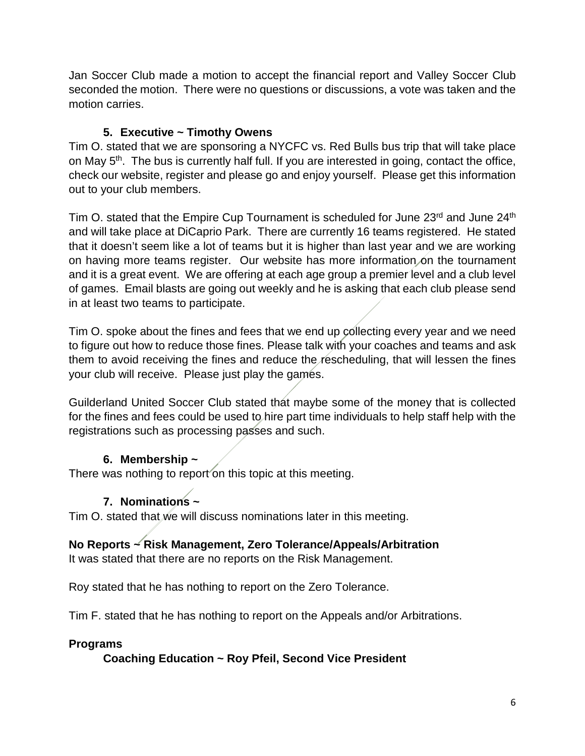Jan Soccer Club made a motion to accept the financial report and Valley Soccer Club seconded the motion. There were no questions or discussions, a vote was taken and the motion carries.

### 5. Executive ~ Timothy Owens

Tim O. stated that we are sponsoring a NYCFC vs. Red Bulls bus trip that will take place on May 5th. The bus is currently half full. If you are interested in going, contact the office, check our website, register and please go and enjoy yourself. Please get this information out to your club members.

Tim O. stated that the Empire Cup Tournament is scheduled for June 23rd and June 24th and will take place at DiCaprio Park. There are currently 16 teams registered. He stated that it doesn't seem like a lot of teams but it is higher than last year and we are working on having more teams register. Our website has more information on the tournament and it is a great event. We are offering at each age group a premier level and a club level of games. Email blasts are going out weekly and he is asking that each club please send in at least two teams to participate.

Tim O. spoke about the fines and fees that we end up collecting every year and we need to figure out how to reduce those fines. Please talk with your coaches and teams and ask them to avoid receiving the fines and reduce the rescheduling, that will lessen the fines your club will receive. Please just play the games.

Guilderland United Soccer Club stated that maybe some of the money that is collected for the fines and fees could be used to hire part time individuals to help staff help with the registrations such as processing passes and such.

### 6. Membership ~

There was nothing to report on this topic at this meeting.

### 7. Nominations ~

Tim O. stated that we will discuss nominations later in this meeting.

**No Reports ~ Risk Management, Zero Tolerance/Appeals/Arbitration**

It was stated that there are no reports on the Risk Management.

Roy stated that he has nothing to report on the Zero Tolerance.

Tim F. stated that he has nothing to report on the Appeals and/or Arbitrations.

**Programs**

**Coaching Education ~ Roy Pfeil, Second Vice President**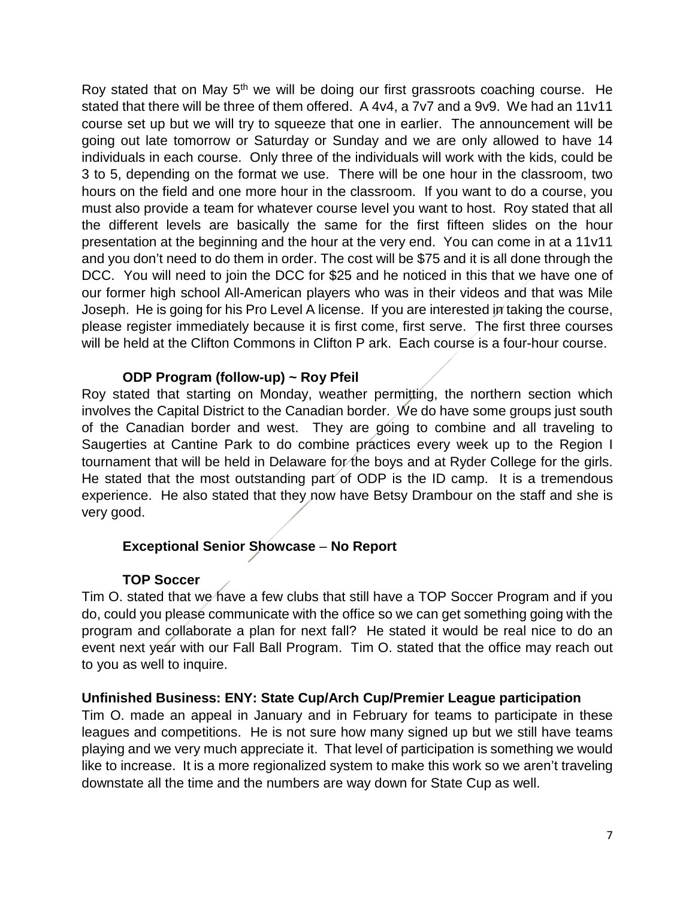Roy stated that on May 5th we will be doing our first grassroots coaching course. He stated that there will be three of them offered. A 4v4, a 7v7 and a 9v9. We had an 11v11 course set up but we will try to squeeze that one in earlier. The announcement will be going out late tomorrow or Saturday or Sunday and we are only allowed to have 14 individuals in each course. Only three of the individuals will work with the kids, could be 3 to 5, depending on the format we use. There will be one hour in the classroom, two hours on the field and one more hour in the classroom. If you want to do a course, you must also provide a team for whatever course level you want to host. Roy stated that all the different levels are basically the same for the first fifteen slides on the hour presentation at the beginning and the hour at the very end. You can come in at a 11v11 and you don't need to do them in order. The cost will be $75 and it is all done through the DCC. You will need to join the DCC for $25 and he noticed in this that we have one of our former high school All-American players who was in their videos and that was Mile Joseph. He is going for his Pro Level A license. If you are interested in taking the course, please register immediately because it is first come, first serve. The first three courses will be held at the Clifton Commons in Clifton P ark. Each course is a four-hour course.

**ODP Program (follow-up) ~ Roy Pfeil**

Roy stated that starting on Monday, weather permitting, the northern section which involves the Capital District to the Canadian border. We do have some groups just south of the Canadian border and west. They are going to combine and all traveling to Saugerties at Cantine Park to do combine practices every week up to the Region I tournament that will be held in Delaware for the boys and at Ryder College for the girls. He stated that the most outstanding part of ODP is the ID camp. It is a tremendous experience. He also stated that they now have Betsy Drambour on the staff and she is very good.

**Exceptional Senior Showcase – No Report**

**TOP Soccer**

Tim O. stated that we have a few clubs that still have a TOP Soccer Program and if you do, could you please communicate with the office so we can get something going with the program and collaborate a plan for next fall? He stated it would be real nice to do an event next year with our Fall Ball Program. Tim O. stated that the office may reach out to you as well to inquire.

**Unfinished Business: ENY: State Cup/Arch Cup/Premier League participation**

Tim O. made an appeal in January and in February for teams to participate in these leagues and competitions. He is not sure how many signed up but we still have teams playing and we very much appreciate it. That level of participation is something we would like to increase. It is a more regionalized system to make this work so we aren't traveling downstate all the time and the numbers are way down for State Cup as well.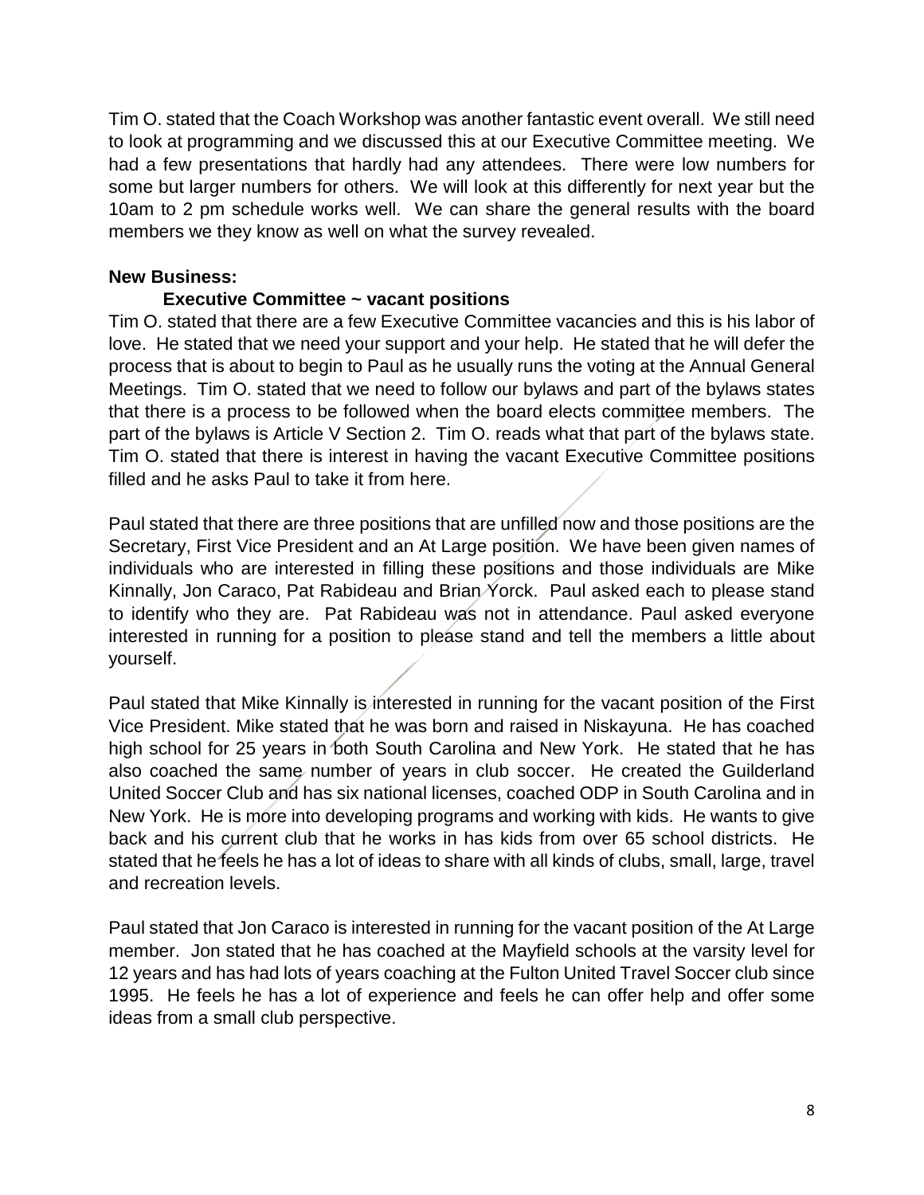Tim O. stated that the Coach Workshop was another fantastic event overall. We still need to look at programming and we discussed this at our Executive Committee meeting. We had a few presentations that hardly had any attendees. There were low numbers for some but larger numbers for others. We will look at this differently for next year but the 10am to 2 pm schedule works well. We can share the general results with the board members we they know as well on what the survey revealed.

**New Business:**

**Executive Committee ~ vacant positions**

Tim O. stated that there are a few Executive Committee vacancies and this is his labor of love. He stated that we need your support and your help. He stated that he will defer the process that is about to begin to Paul as he usually runs the voting at the Annual General Meetings. Tim O. stated that we need to follow our bylaws and part of the bylaws states that there is a process to be followed when the board elects committee members. The part of the bylaws is Article V Section 2. Tim O. reads what that part of the bylaws state. Tim O. stated that there is interest in having the vacant Executive Committee positions filled and he asks Paul to take it from here.

Paul stated that there are three positions that are unfilled now and those positions are the Secretary, First Vice President and an At Large position. We have been given names of individuals who are interested in filling these positions and those individuals are Mike Kinnally, Jon Caraco, Pat Rabideau and Brian Yorck. Paul asked each to please stand to identify who they are. Pat Rabideau was not in attendance. Paul asked everyone interested in running for a position to please stand and tell the members a little about yourself.

Paul stated that Mike Kinnally is interested in running for the vacant position of the First Vice President. Mike stated that he was born and raised in Niskayuna. He has coached high school for 25 years in both South Carolina and New York. He stated that he has also coached the same number of years in club soccer. He created the Guilderland United Soccer Club and has six national licenses, coached ODP in South Carolina and in New York. He is more into developing programs and working with kids. He wants to give back and his current club that he works in has kids from over 65 school districts. He stated that he feels he has a lot of ideas to share with all kinds of clubs, small, large, travel and recreation levels.

Paul stated that Jon Caraco is interested in running for the vacant position of the At Large member. Jon stated that he has coached at the Mayfield schools at the varsity level for 12 years and has had lots of years coaching at the Fulton United Travel Soccer club since 1995. He feels he has a lot of experience and feels he can offer help and offer some ideas from a small club perspective.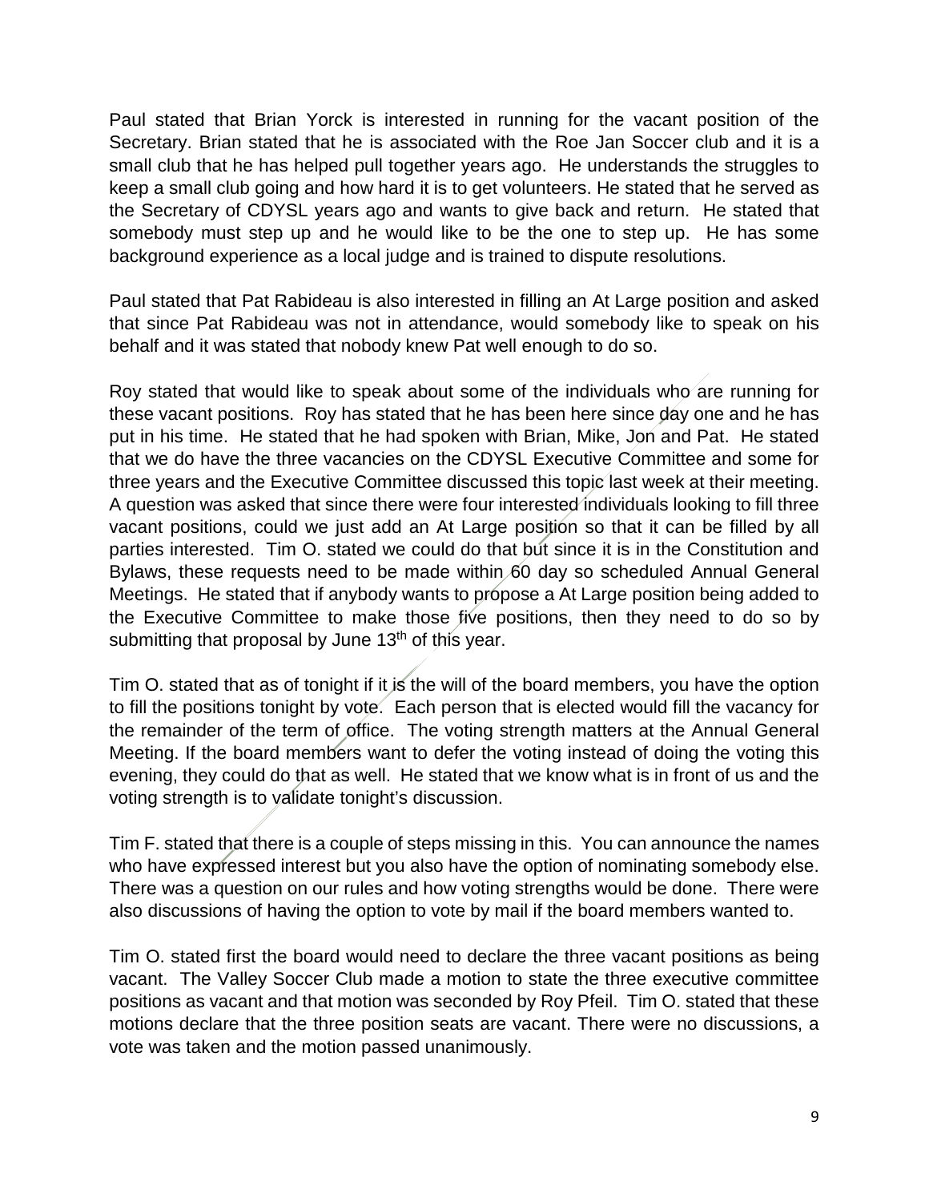Paul stated that Brian Yorck is interested in running for the vacant position of the Secretary. Brian stated that he is associated with the Roe Jan Soccer club and it is a small club that he has helped pull together years ago. He understands the struggles to keep a small club going and how hard it is to get volunteers. He stated that he served as the Secretary of CDYSL years ago and wants to give back and return. He stated that somebody must step up and he would like to be the one to step up. He has some background experience as a local judge and is trained to dispute resolutions.

Paul stated that Pat Rabideau is also interested in filling an At Large position and asked that since Pat Rabideau was not in attendance, would somebody like to speak on his behalf and it was stated that nobody knew Pat well enough to do so.

Roy stated that would like to speak about some of the individuals who are running for these vacant positions. Roy has stated that he has been here since day one and he has put in his time. He stated that he had spoken with Brian, Mike, Jon and Pat. He stated that we do have the three vacancies on the CDYSL Executive Committee and some for three years and the Executive Committee discussed this topic last week at their meeting. A question was asked that since there were four interested individuals looking to fill three vacant positions, could we just add an At Large position so that it can be filled by all parties interested. Tim O. stated we could do that but since it is in the Constitution and Bylaws, these requests need to be made within 60 day so scheduled Annual General Meetings. He stated that if anybody wants to propose a At Large position being added to the Executive Committee to make those five positions, then they need to do so by submitting that proposal by June 13th of this year.

Tim O. stated that as of tonight if it is the will of the board members, you have the option to fill the positions tonight by vote. Each person that is elected would fill the vacancy for the remainder of the term of office. The voting strength matters at the Annual General Meeting. If the board members want to defer the voting instead of doing the voting this evening, they could do that as well. He stated that we know what is in front of us and the voting strength is to validate tonight's discussion.

Tim F. stated that there is a couple of steps missing in this. You can announce the names who have expressed interest but you also have the option of nominating somebody else. There was a question on our rules and how voting strengths would be done. There were also discussions of having the option to vote by mail if the board members wanted to.

Tim O. stated first the board would need to declare the three vacant positions as being vacant. The Valley Soccer Club made a motion to state the three executive committee positions as vacant and that motion was seconded by Roy Pfeil. Tim O. stated that these motions declare that the three position seats are vacant. There were no discussions, a vote was taken and the motion passed unanimously.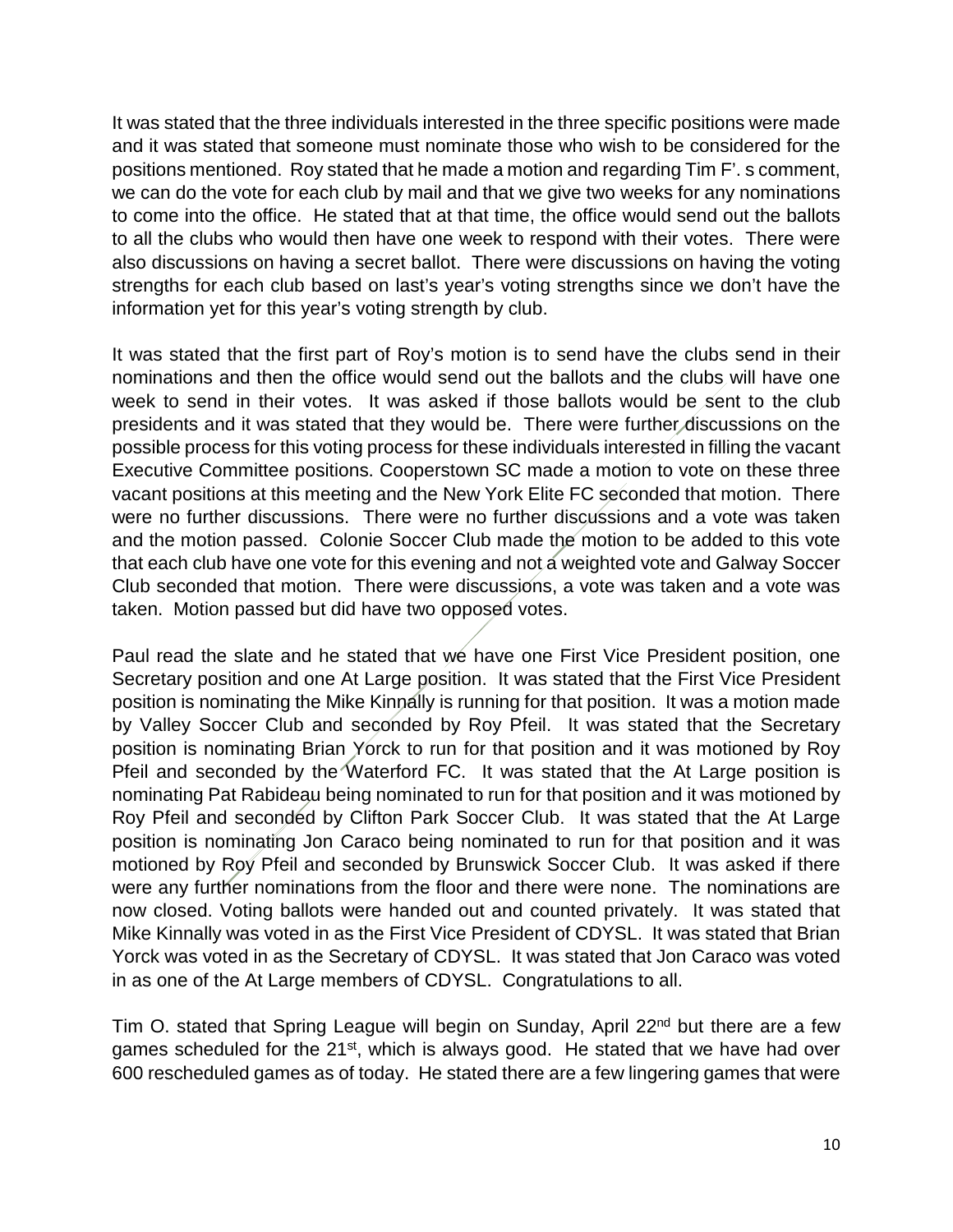It was stated that the three individuals interested in the three specific positions were made and it was stated that someone must nominate those who wish to be considered for the positions mentioned. Roy stated that he made a motion and regarding Tim F'. s comment, we can do the vote for each club by mail and that we give two weeks for any nominations to come into the office. He stated that at that time, the office would send out the ballots to all the clubs who would then have one week to respond with their votes. There were also discussions on having a secret ballot. There were discussions on having the voting strengths for each club based on last's year's voting strengths since we don't have the information yet for this year's voting strength by club.

It was stated that the first part of Roy's motion is to send have the clubs send in their nominations and then the office would send out the ballots and the clubs will have one week to send in their votes. It was asked if those ballots would be sent to the club presidents and it was stated that they would be. There were further discussions on the possible process for this voting process for these individuals interested in filling the vacant Executive Committee positions. Cooperstown SC made a motion to vote on these three vacant positions at this meeting and the New York Elite FC seconded that motion. There were no further discussions. There were no further discussions and a vote was taken and the motion passed. Colonie Soccer Club made the motion to be added to this vote that each club have one vote for this evening and not a weighted vote and Galway Soccer Club seconded that motion. There were discussions, a vote was taken and a vote was taken. Motion passed but did have two opposed votes.

Paul read the slate and he stated that we have one First Vice President position, one Secretary position and one At Large position. It was stated that the First Vice President position is nominating the Mike Kinnally is running for that position. It was a motion made by Valley Soccer Club and seconded by Roy Pfeil. It was stated that the Secretary position is nominating Brian Yorck to run for that position and it was motioned by Roy Pfeil and seconded by the Waterford FC. It was stated that the At Large position is nominating Pat Rabideau being nominated to run for that position and it was motioned by Roy Pfeil and seconded by Clifton Park Soccer Club. It was stated that the At Large position is nominating Jon Caraco being nominated to run for that position and it was motioned by Roy Pfeil and seconded by Brunswick Soccer Club. It was asked if there were any further nominations from the floor and there were none. The nominations are now closed. Voting ballots were handed out and counted privately. It was stated that Mike Kinnally was voted in as the First Vice President of CDYSL. It was stated that Brian Yorck was voted in as the Secretary of CDYSL. It was stated that Jon Caraco was voted in as one of the At Large members of CDYSL. Congratulations to all.

Tim O. stated that Spring League will begin on Sunday, April 22nd but there are a few games scheduled for the 21st, which is always good. He stated that we have had over 600 rescheduled games as of today. He stated there are a few lingering games that were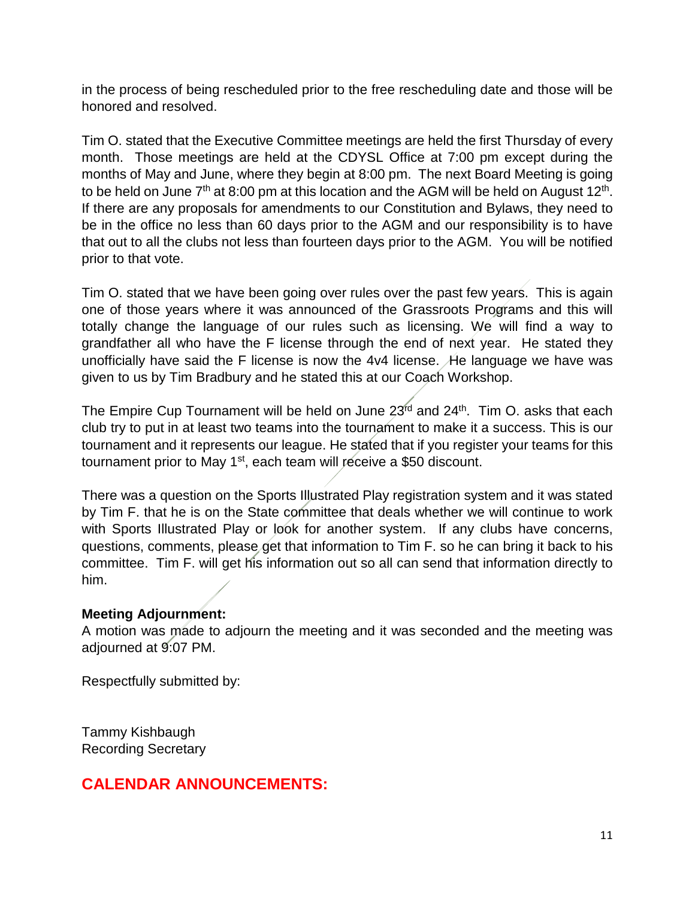in the process of being rescheduled prior to the free rescheduling date and those will be honored and resolved.

Tim O. stated that the Executive Committee meetings are held the first Thursday of every month. Those meetings are held at the CDYSL Office at 7:00 pm except during the months of May and June, where they begin at 8:00 pm. The next Board Meeting is going to be held on June 7th at 8:00 pm at this location and the AGM will be held on August 12th. If there are any proposals for amendments to our Constitution and Bylaws, they need to be in the office no less than 60 days prior to the AGM and our responsibility is to have that out to all the clubs not less than fourteen days prior to the AGM. You will be notified prior to that vote.

Tim O. stated that we have been going over rules over the past few years. This is again one of those years where it was announced of the Grassroots Programs and this will totally change the language of our rules such as licensing. We will find a way to grandfather all who have the F license through the end of next year. He stated they unofficially have said the F license is now the 4v4 license. He language we have was given to us by Tim Bradbury and he stated this at our Coach Workshop.

The Empire Cup Tournament will be held on June 23rd and 24th. Tim O. asks that each club try to put in at least two teams into the tournament to make it a success. This is our tournament and it represents our league. He stated that if you register your teams for this tournament prior to May 1st, each team will receive a $50 discount.

There was a question on the Sports Illustrated Play registration system and it was stated by Tim F. that he is on the State committee that deals whether we will continue to work with Sports Illustrated Play or look for another system. If any clubs have concerns, questions, comments, please get that information to Tim F. so he can bring it back to his committee. Tim F. will get his information out so all can send that information directly to him.

**Meeting Adjournment:**
A motion was made to adjourn the meeting and it was seconded and the meeting was adjourned at 9:07 PM.

Respectfully submitted by:

Tammy Kishbaugh
Recording Secretary

## CALENDAR ANNOUNCEMENTS: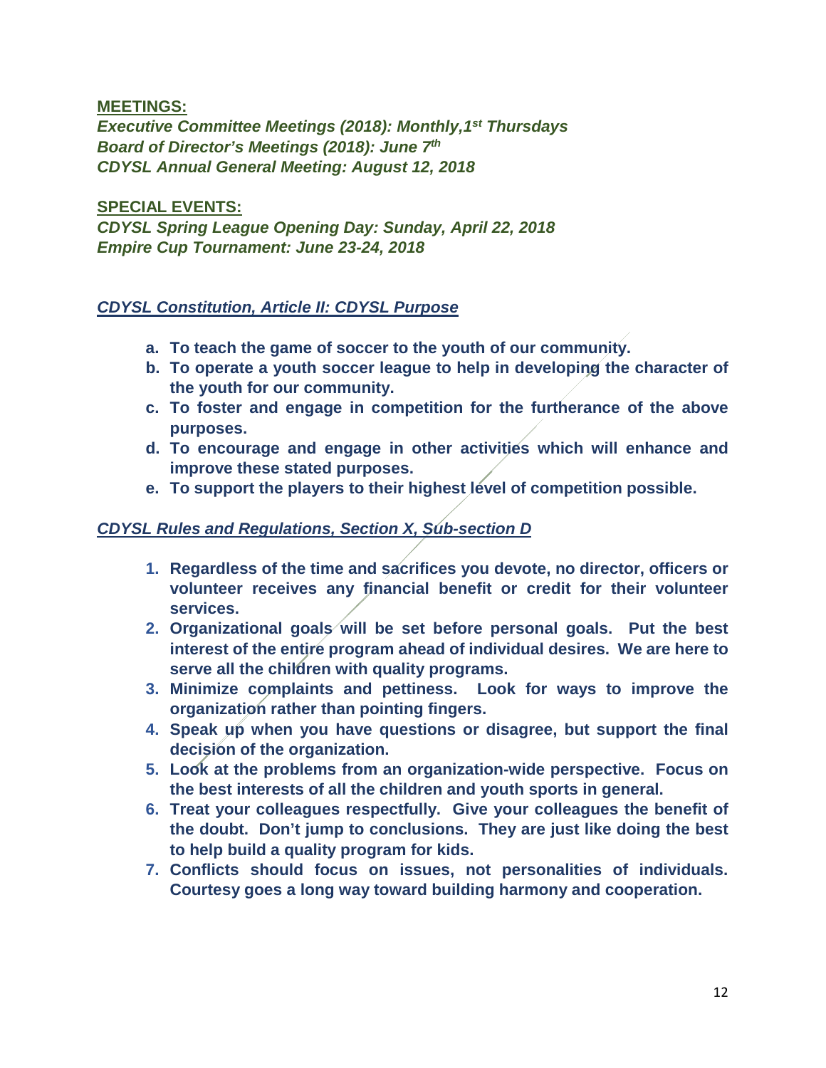**MEETINGS:**

***Executive Committee Meetings (2018): Monthly,1st Thursdays***
***Board of Director's Meetings (2018): June 7th***
***CDYSL Annual General Meeting: August 12, 2018***

**SPECIAL EVENTS:**

***CDYSL Spring League Opening Day: Sunday, April 22, 2018***
***Empire Cup Tournament: June 23-24, 2018***

***CDYSL Constitution, Article II: CDYSL Purpose***

a. **To teach the game of soccer to the youth of our community.**
b. **To operate a youth soccer league to help in developing the character of the youth for our community.**
c. **To foster and engage in competition for the furtherance of the above purposes.**
d. **To encourage and engage in other activities which will enhance and improve these stated purposes.**
e. **To support the players to their highest level of competition possible.**

***CDYSL Rules and Regulations, Section X, Sub-section D***

1. **Regardless of the time and sacrifices you devote, no director, officers or volunteer receives any financial benefit or credit for their volunteer services.**
2. **Organizational goals will be set before personal goals. Put the best interest of the entire program ahead of individual desires. We are here to serve all the children with quality programs.**
3. **Minimize complaints and pettiness. Look for ways to improve the organization rather than pointing fingers.**
4. **Speak up when you have questions or disagree, but support the final decision of the organization.**
5. **Look at the problems from an organization-wide perspective. Focus on the best interests of all the children and youth sports in general.**
6. **Treat your colleagues respectfully. Give your colleagues the benefit of the doubt. Don't jump to conclusions. They are just like doing the best to help build a quality program for kids.**
7. **Conflicts should focus on issues, not personalities of individuals. Courtesy goes a long way toward building harmony and cooperation.**